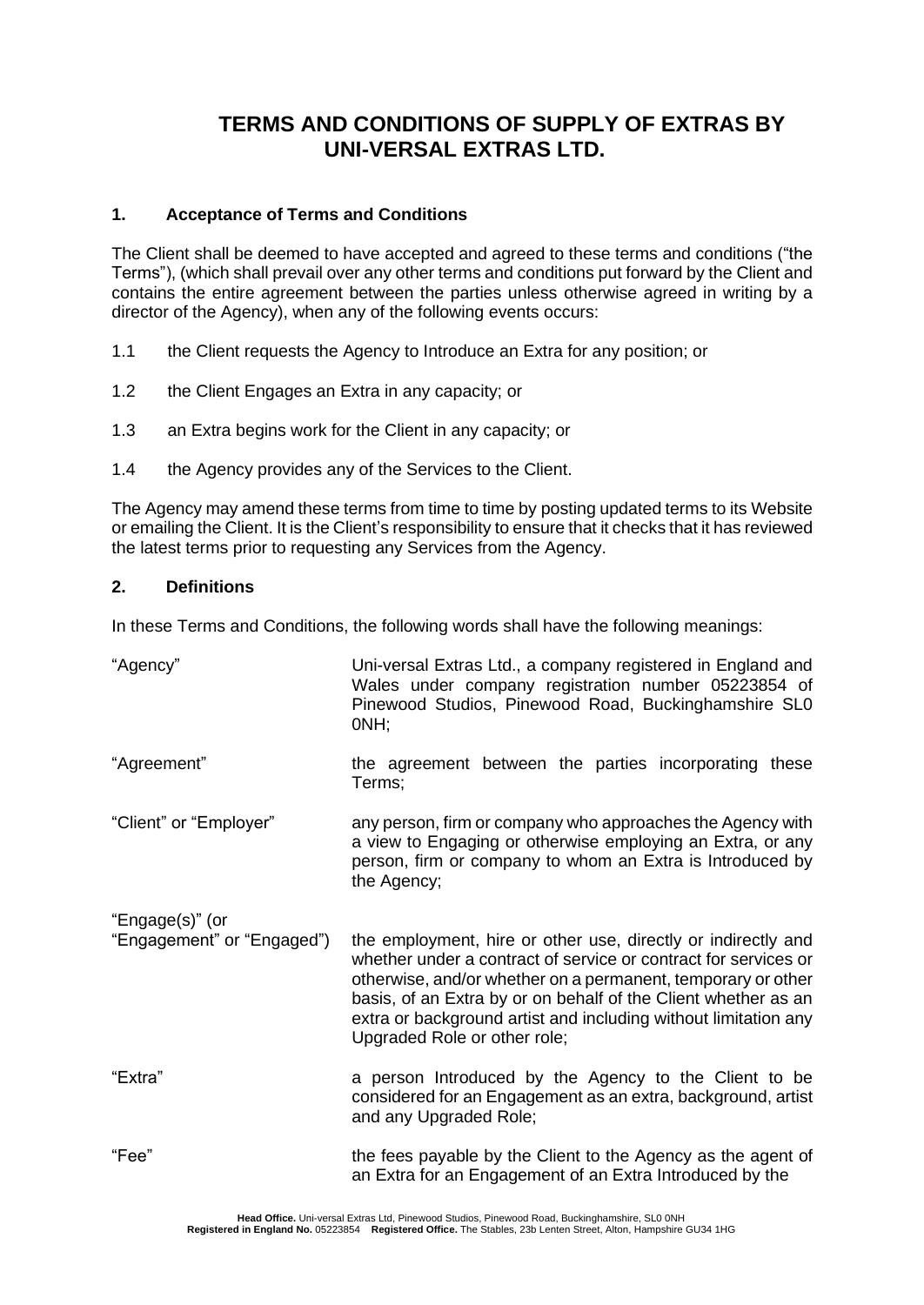# TERMS AND CONDITIONS OF SUPPLY OF EXTRAS BY UNI-VERSAL EXTRAS LTD.

## 1. Acceptance of Terms and Conditions

The Client shall be deemed to have accepted and agreed to these terms and conditions ("the Terms"), (which shall prevail over any other terms and conditions put forward by the Client and contains the entire agreement between the parties unless otherwise agreed in writing by a director of the Agency), when any of the following events occurs:

1.1 the Client requests the Agency to Introduce an Extra for any position; or

1.2 the Client Engages an Extra in any capacity; or

1.3 an Extra begins work for the Client in any capacity; or

1.4 the Agency provides any of the Services to the Client.

The Agency may amend these terms from time to time by posting updated terms to its Website or emailing the Client. It is the Client's responsibility to ensure that it checks that it has reviewed the latest terms prior to requesting any Services from the Agency.

## 2. Definitions

In these Terms and Conditions, the following words shall have the following meanings:

| | |
|---|---|
| "Agency" | Uni-versal Extras Ltd., a company registered in England and Wales under company registration number 05223854 of Pinewood Studios, Pinewood Road, Buckinghamshire SL0 0NH; |
| "Agreement" | the agreement between the parties incorporating these Terms; |
| "Client" or "Employer" | any person, firm or company who approaches the Agency with a view to Engaging or otherwise employing an Extra, or any person, firm or company to whom an Extra is Introduced by the Agency; |
| "Engage(s)" (or "Engagement" or "Engaged") | the employment, hire or other use, directly or indirectly and whether under a contract of service or contract for services or otherwise, and/or whether on a permanent, temporary or other basis, of an Extra by or on behalf of the Client whether as an extra or background artist and including without limitation any Upgraded Role or other role; |
| "Extra" | a person Introduced by the Agency to the Client to be considered for an Engagement as an extra, background, artist and any Upgraded Role; |
| "Fee" | the fees payable by the Client to the Agency as the agent of an Extra for an Engagement of an Extra Introduced by the |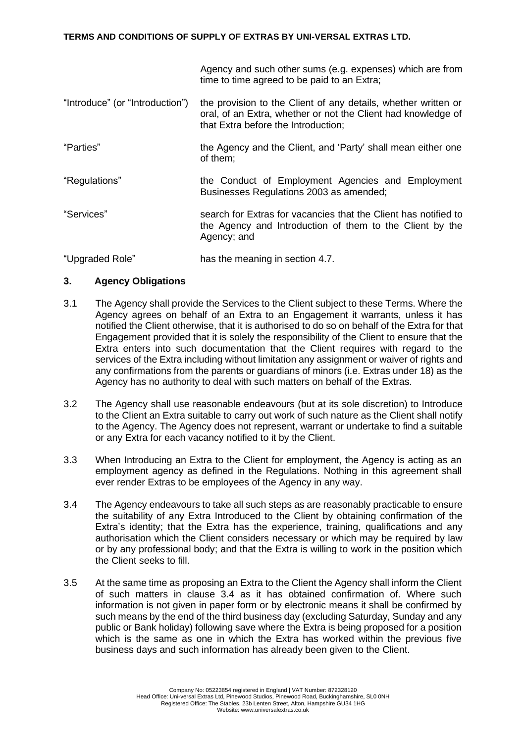| | |
|---|---|
| | Agency and such other sums (e.g. expenses) which are from time to time agreed to be paid to an Extra; |
| "Introduce" (or "Introduction") | the provision to the Client of any details, whether written or oral, of an Extra, whether or not the Client had knowledge of that Extra before the Introduction; |
| "Parties" | the Agency and the Client, and 'Party' shall mean either one of them; |
| "Regulations" | the Conduct of Employment Agencies and Employment Businesses Regulations 2003 as amended; |
| "Services" | search for Extras for vacancies that the Client has notified to the Agency and Introduction of them to the Client by the Agency; and |
| "Upgraded Role" | has the meaning in section 4.7. |

## 3. Agency Obligations

3.1 The Agency shall provide the Services to the Client subject to these Terms. Where the Agency agrees on behalf of an Extra to an Engagement it warrants, unless it has notified the Client otherwise, that it is authorised to do so on behalf of the Extra for that Engagement provided that it is solely the responsibility of the Client to ensure that the Extra enters into such documentation that the Client requires with regard to the services of the Extra including without limitation any assignment or waiver of rights and any confirmations from the parents or guardians of minors (i.e. Extras under 18) as the Agency has no authority to deal with such matters on behalf of the Extras.

3.2 The Agency shall use reasonable endeavours (but at its sole discretion) to Introduce to the Client an Extra suitable to carry out work of such nature as the Client shall notify to the Agency. The Agency does not represent, warrant or undertake to find a suitable or any Extra for each vacancy notified to it by the Client.

3.3 When Introducing an Extra to the Client for employment, the Agency is acting as an employment agency as defined in the Regulations. Nothing in this agreement shall ever render Extras to be employees of the Agency in any way.

3.4 The Agency endeavours to take all such steps as are reasonably practicable to ensure the suitability of any Extra Introduced to the Client by obtaining confirmation of the Extra's identity; that the Extra has the experience, training, qualifications and any authorisation which the Client considers necessary or which may be required by law or by any professional body; and that the Extra is willing to work in the position which the Client seeks to fill.

3.5 At the same time as proposing an Extra to the Client the Agency shall inform the Client of such matters in clause 3.4 as it has obtained confirmation of. Where such information is not given in paper form or by electronic means it shall be confirmed by such means by the end of the third business day (excluding Saturday, Sunday and any public or Bank holiday) following save where the Extra is being proposed for a position which is the same as one in which the Extra has worked within the previous five business days and such information has already been given to the Client.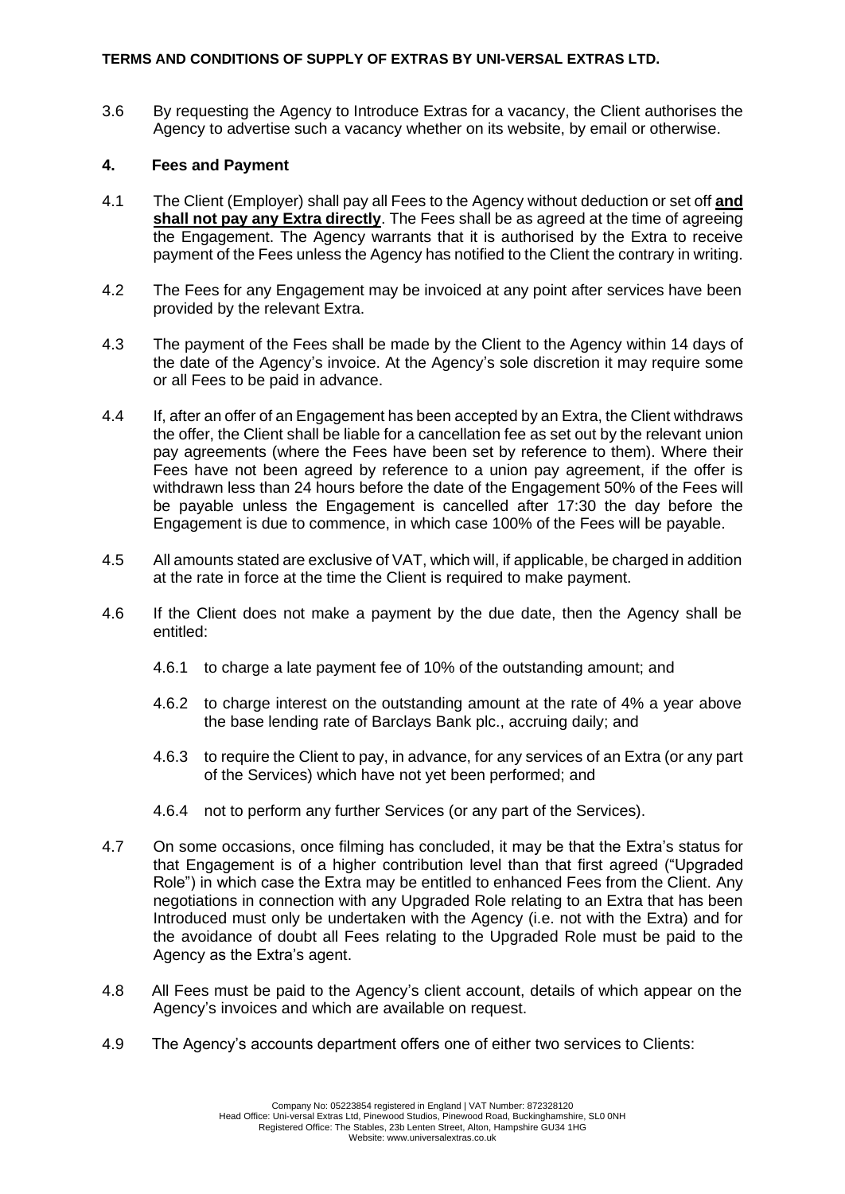3.6 By requesting the Agency to Introduce Extras for a vacancy, the Client authorises the Agency to advertise such a vacancy whether on its website, by email or otherwise.

## 4. Fees and Payment

4.1 The Client (Employer) shall pay all Fees to the Agency without deduction or set off **and shall not pay any Extra directly**. The Fees shall be as agreed at the time of agreeing the Engagement. The Agency warrants that it is authorised by the Extra to receive payment of the Fees unless the Agency has notified to the Client the contrary in writing.

4.2 The Fees for any Engagement may be invoiced at any point after services have been provided by the relevant Extra.

4.3 The payment of the Fees shall be made by the Client to the Agency within 14 days of the date of the Agency's invoice. At the Agency's sole discretion it may require some or all Fees to be paid in advance.

4.4 If, after an offer of an Engagement has been accepted by an Extra, the Client withdraws the offer, the Client shall be liable for a cancellation fee as set out by the relevant union pay agreements (where the Fees have been set by reference to them). Where their Fees have not been agreed by reference to a union pay agreement, if the offer is withdrawn less than 24 hours before the date of the Engagement 50% of the Fees will be payable unless the Engagement is cancelled after 17:30 the day before the Engagement is due to commence, in which case 100% of the Fees will be payable.

4.5 All amounts stated are exclusive of VAT, which will, if applicable, be charged in addition at the rate in force at the time the Client is required to make payment.

4.6 If the Client does not make a payment by the due date, then the Agency shall be entitled:

4.6.1 to charge a late payment fee of 10% of the outstanding amount; and

4.6.2 to charge interest on the outstanding amount at the rate of 4% a year above the base lending rate of Barclays Bank plc., accruing daily; and

4.6.3 to require the Client to pay, in advance, for any services of an Extra (or any part of the Services) which have not yet been performed; and

4.6.4 not to perform any further Services (or any part of the Services).

4.7 On some occasions, once filming has concluded, it may be that the Extra's status for that Engagement is of a higher contribution level than that first agreed ("Upgraded Role") in which case the Extra may be entitled to enhanced Fees from the Client. Any negotiations in connection with any Upgraded Role relating to an Extra that has been Introduced must only be undertaken with the Agency (i.e. not with the Extra) and for the avoidance of doubt all Fees relating to the Upgraded Role must be paid to the Agency as the Extra's agent.

4.8 All Fees must be paid to the Agency's client account, details of which appear on the Agency's invoices and which are available on request.

4.9 The Agency's accounts department offers one of either two services to Clients: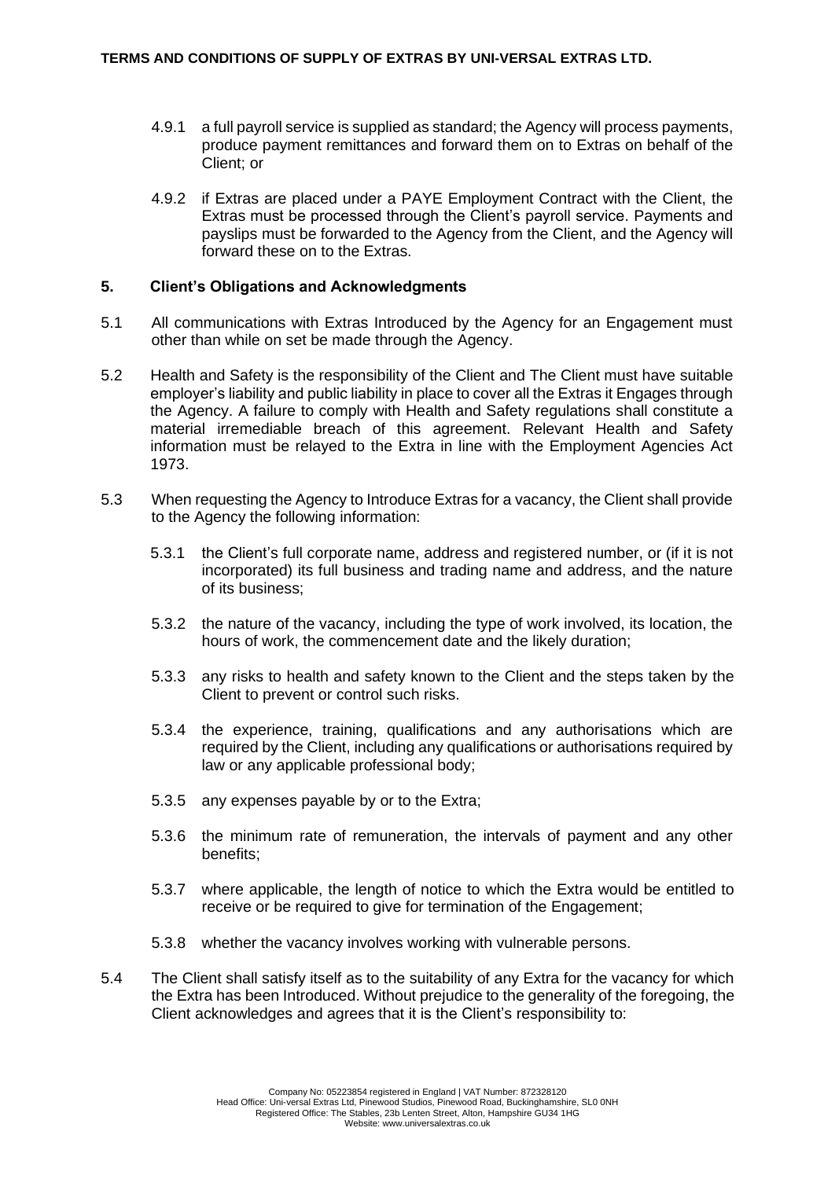4.9.1 a full payroll service is supplied as standard; the Agency will process payments, produce payment remittances and forward them on to Extras on behalf of the Client; or

4.9.2 if Extras are placed under a PAYE Employment Contract with the Client, the Extras must be processed through the Client's payroll service. Payments and payslips must be forwarded to the Agency from the Client, and the Agency will forward these on to the Extras.

## 5. Client's Obligations and Acknowledgments

5.1 All communications with Extras Introduced by the Agency for an Engagement must other than while on set be made through the Agency.

5.2 Health and Safety is the responsibility of the Client and The Client must have suitable employer's liability and public liability in place to cover all the Extras it Engages through the Agency. A failure to comply with Health and Safety regulations shall constitute a material irremediable breach of this agreement. Relevant Health and Safety information must be relayed to the Extra in line with the Employment Agencies Act 1973.

5.3 When requesting the Agency to Introduce Extras for a vacancy, the Client shall provide to the Agency the following information:

5.3.1 the Client's full corporate name, address and registered number, or (if it is not incorporated) its full business and trading name and address, and the nature of its business;

5.3.2 the nature of the vacancy, including the type of work involved, its location, the hours of work, the commencement date and the likely duration;

5.3.3 any risks to health and safety known to the Client and the steps taken by the Client to prevent or control such risks.

5.3.4 the experience, training, qualifications and any authorisations which are required by the Client, including any qualifications or authorisations required by law or any applicable professional body;

5.3.5 any expenses payable by or to the Extra;

5.3.6 the minimum rate of remuneration, the intervals of payment and any other benefits;

5.3.7 where applicable, the length of notice to which the Extra would be entitled to receive or be required to give for termination of the Engagement;

5.3.8 whether the vacancy involves working with vulnerable persons.

5.4 The Client shall satisfy itself as to the suitability of any Extra for the vacancy for which the Extra has been Introduced. Without prejudice to the generality of the foregoing, the Client acknowledges and agrees that it is the Client's responsibility to: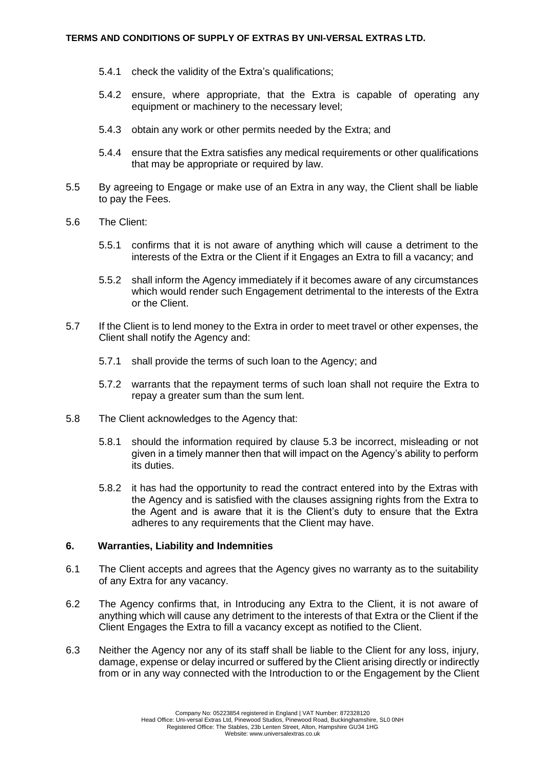5.4.1 check the validity of the Extra's qualifications;

5.4.2 ensure, where appropriate, that the Extra is capable of operating any equipment or machinery to the necessary level;

5.4.3 obtain any work or other permits needed by the Extra; and

5.4.4 ensure that the Extra satisfies any medical requirements or other qualifications that may be appropriate or required by law.

5.5 By agreeing to Engage or make use of an Extra in any way, the Client shall be liable to pay the Fees.

5.6 The Client:

5.5.1 confirms that it is not aware of anything which will cause a detriment to the interests of the Extra or the Client if it Engages an Extra to fill a vacancy; and

5.5.2 shall inform the Agency immediately if it becomes aware of any circumstances which would render such Engagement detrimental to the interests of the Extra or the Client.

5.7 If the Client is to lend money to the Extra in order to meet travel or other expenses, the Client shall notify the Agency and:

5.7.1 shall provide the terms of such loan to the Agency; and

5.7.2 warrants that the repayment terms of such loan shall not require the Extra to repay a greater sum than the sum lent.

5.8 The Client acknowledges to the Agency that:

5.8.1 should the information required by clause 5.3 be incorrect, misleading or not given in a timely manner then that will impact on the Agency's ability to perform its duties.

5.8.2 it has had the opportunity to read the contract entered into by the Extras with the Agency and is satisfied with the clauses assigning rights from the Extra to the Agent and is aware that it is the Client's duty to ensure that the Extra adheres to any requirements that the Client may have.

## 6. Warranties, Liability and Indemnities

6.1 The Client accepts and agrees that the Agency gives no warranty as to the suitability of any Extra for any vacancy.

6.2 The Agency confirms that, in Introducing any Extra to the Client, it is not aware of anything which will cause any detriment to the interests of that Extra or the Client if the Client Engages the Extra to fill a vacancy except as notified to the Client.

6.3 Neither the Agency nor any of its staff shall be liable to the Client for any loss, injury, damage, expense or delay incurred or suffered by the Client arising directly or indirectly from or in any way connected with the Introduction to or the Engagement by the Client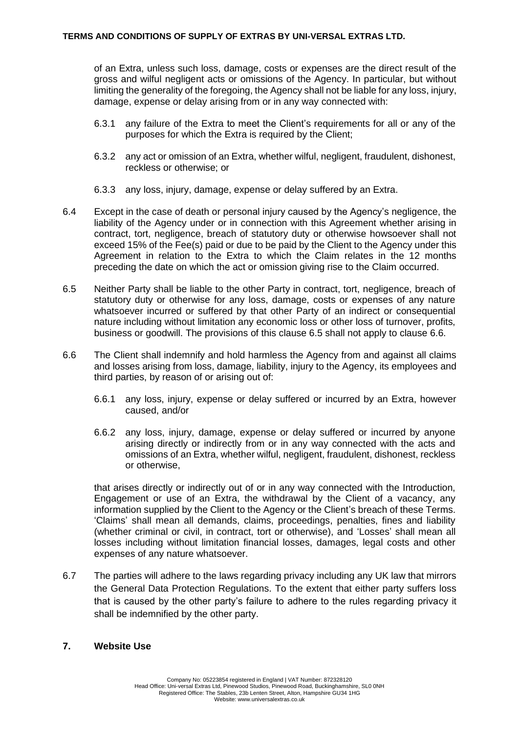of an Extra, unless such loss, damage, costs or expenses are the direct result of the gross and wilful negligent acts or omissions of the Agency. In particular, but without limiting the generality of the foregoing, the Agency shall not be liable for any loss, injury, damage, expense or delay arising from or in any way connected with:

6.3.1 any failure of the Extra to meet the Client's requirements for all or any of the purposes for which the Extra is required by the Client;

6.3.2 any act or omission of an Extra, whether wilful, negligent, fraudulent, dishonest, reckless or otherwise; or

6.3.3 any loss, injury, damage, expense or delay suffered by an Extra.

6.4 Except in the case of death or personal injury caused by the Agency's negligence, the liability of the Agency under or in connection with this Agreement whether arising in contract, tort, negligence, breach of statutory duty or otherwise howsoever shall not exceed 15% of the Fee(s) paid or due to be paid by the Client to the Agency under this Agreement in relation to the Extra to which the Claim relates in the 12 months preceding the date on which the act or omission giving rise to the Claim occurred.

6.5 Neither Party shall be liable to the other Party in contract, tort, negligence, breach of statutory duty or otherwise for any loss, damage, costs or expenses of any nature whatsoever incurred or suffered by that other Party of an indirect or consequential nature including without limitation any economic loss or other loss of turnover, profits, business or goodwill. The provisions of this clause 6.5 shall not apply to clause 6.6.

6.6 The Client shall indemnify and hold harmless the Agency from and against all claims and losses arising from loss, damage, liability, injury to the Agency, its employees and third parties, by reason of or arising out of:

6.6.1 any loss, injury, expense or delay suffered or incurred by an Extra, however caused, and/or

6.6.2 any loss, injury, damage, expense or delay suffered or incurred by anyone arising directly or indirectly from or in any way connected with the acts and omissions of an Extra, whether wilful, negligent, fraudulent, dishonest, reckless or otherwise,

that arises directly or indirectly out of or in any way connected with the Introduction, Engagement or use of an Extra, the withdrawal by the Client of a vacancy, any information supplied by the Client to the Agency or the Client's breach of these Terms. 'Claims' shall mean all demands, claims, proceedings, penalties, fines and liability (whether criminal or civil, in contract, tort or otherwise), and 'Losses' shall mean all losses including without limitation financial losses, damages, legal costs and other expenses of any nature whatsoever.

6.7 The parties will adhere to the laws regarding privacy including any UK law that mirrors the General Data Protection Regulations. To the extent that either party suffers loss that is caused by the other party's failure to adhere to the rules regarding privacy it shall be indemnified by the other party.

## 7. Website Use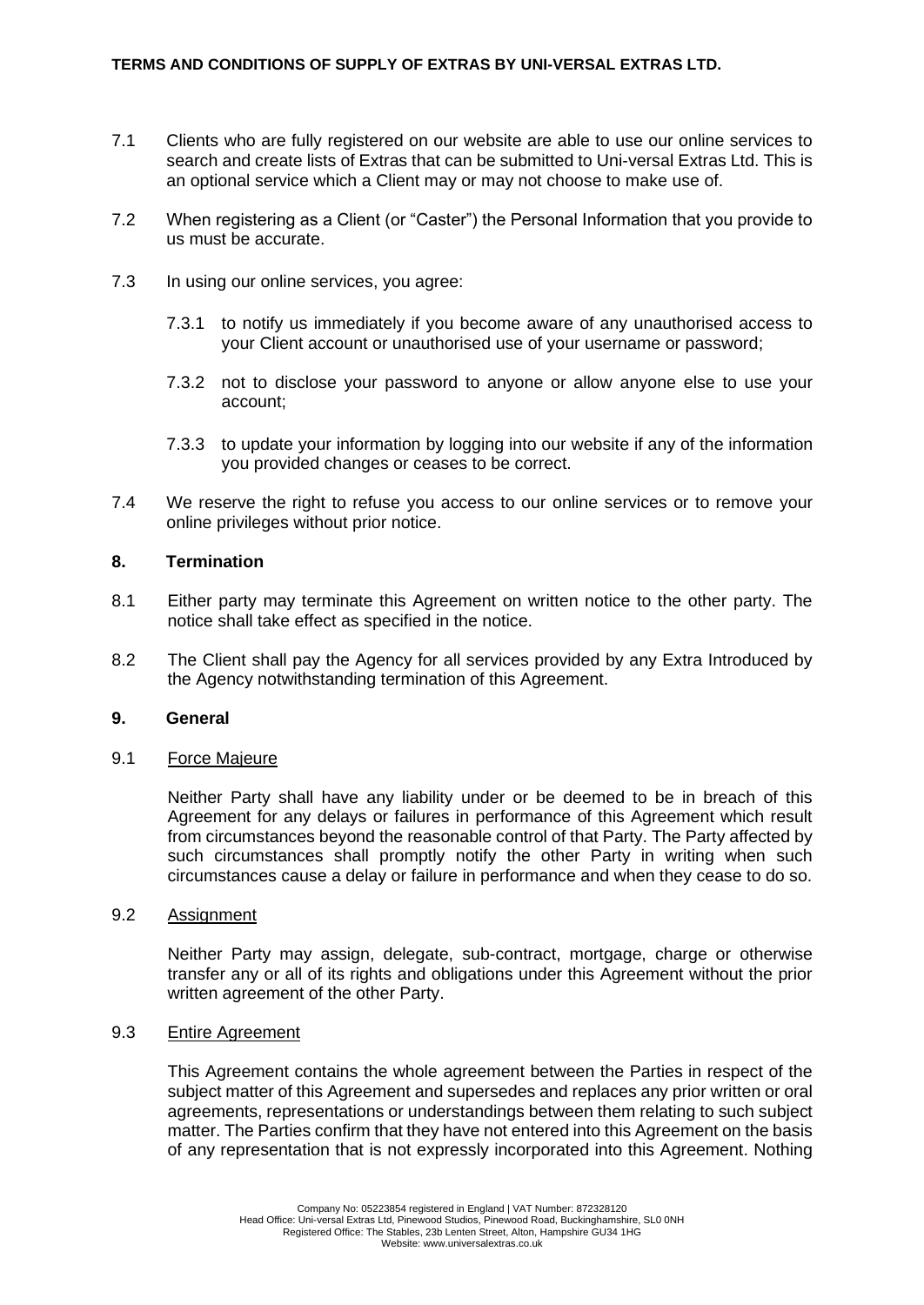7.1 Clients who are fully registered on our website are able to use our online services to search and create lists of Extras that can be submitted to Uni-versal Extras Ltd. This is an optional service which a Client may or may not choose to make use of.

7.2 When registering as a Client (or "Caster") the Personal Information that you provide to us must be accurate.

7.3 In using our online services, you agree:

7.3.1 to notify us immediately if you become aware of any unauthorised access to your Client account or unauthorised use of your username or password;

7.3.2 not to disclose your password to anyone or allow anyone else to use your account;

7.3.3 to update your information by logging into our website if any of the information you provided changes or ceases to be correct.

7.4 We reserve the right to refuse you access to our online services or to remove your online privileges without prior notice.

## 8. Termination

8.1 Either party may terminate this Agreement on written notice to the other party. The notice shall take effect as specified in the notice.

8.2 The Client shall pay the Agency for all services provided by any Extra Introduced by the Agency notwithstanding termination of this Agreement.

## 9. General

9.1 Force Majeure

Neither Party shall have any liability under or be deemed to be in breach of this Agreement for any delays or failures in performance of this Agreement which result from circumstances beyond the reasonable control of that Party. The Party affected by such circumstances shall promptly notify the other Party in writing when such circumstances cause a delay or failure in performance and when they cease to do so.

9.2 Assignment

Neither Party may assign, delegate, sub-contract, mortgage, charge or otherwise transfer any or all of its rights and obligations under this Agreement without the prior written agreement of the other Party.

9.3 Entire Agreement

This Agreement contains the whole agreement between the Parties in respect of the subject matter of this Agreement and supersedes and replaces any prior written or oral agreements, representations or understandings between them relating to such subject matter. The Parties confirm that they have not entered into this Agreement on the basis of any representation that is not expressly incorporated into this Agreement. Nothing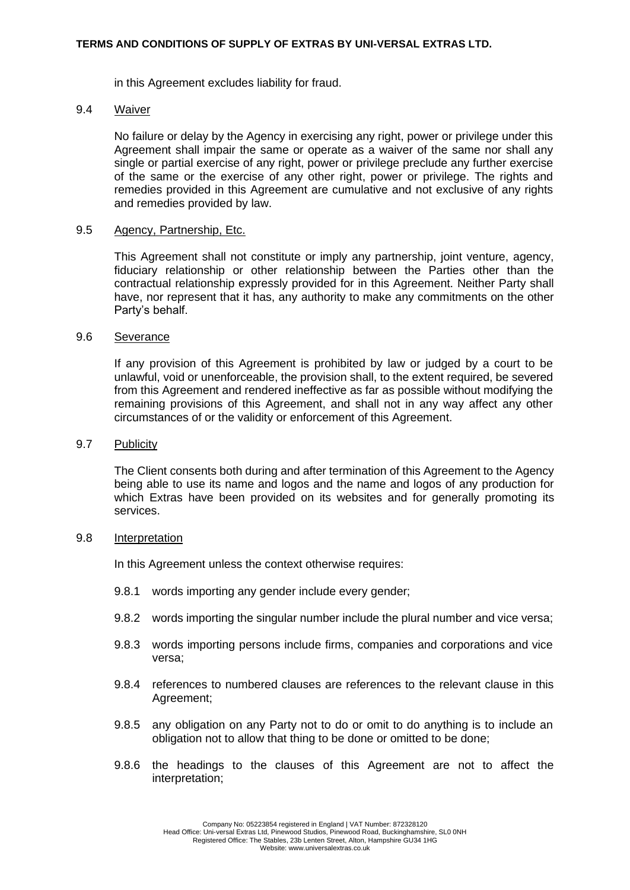in this Agreement excludes liability for fraud.

9.4 Waiver

No failure or delay by the Agency in exercising any right, power or privilege under this Agreement shall impair the same or operate as a waiver of the same nor shall any single or partial exercise of any right, power or privilege preclude any further exercise of the same or the exercise of any other right, power or privilege. The rights and remedies provided in this Agreement are cumulative and not exclusive of any rights and remedies provided by law.

9.5 Agency, Partnership, Etc.

This Agreement shall not constitute or imply any partnership, joint venture, agency, fiduciary relationship or other relationship between the Parties other than the contractual relationship expressly provided for in this Agreement. Neither Party shall have, nor represent that it has, any authority to make any commitments on the other Party's behalf.

9.6 Severance

If any provision of this Agreement is prohibited by law or judged by a court to be unlawful, void or unenforceable, the provision shall, to the extent required, be severed from this Agreement and rendered ineffective as far as possible without modifying the remaining provisions of this Agreement, and shall not in any way affect any other circumstances of or the validity or enforcement of this Agreement.

9.7 Publicity

The Client consents both during and after termination of this Agreement to the Agency being able to use its name and logos and the name and logos of any production for which Extras have been provided on its websites and for generally promoting its services.

9.8 Interpretation

In this Agreement unless the context otherwise requires:

9.8.1 words importing any gender include every gender;

9.8.2 words importing the singular number include the plural number and vice versa;

9.8.3 words importing persons include firms, companies and corporations and vice versa;

9.8.4 references to numbered clauses are references to the relevant clause in this Agreement;

9.8.5 any obligation on any Party not to do or omit to do anything is to include an obligation not to allow that thing to be done or omitted to be done;

9.8.6 the headings to the clauses of this Agreement are not to affect the interpretation;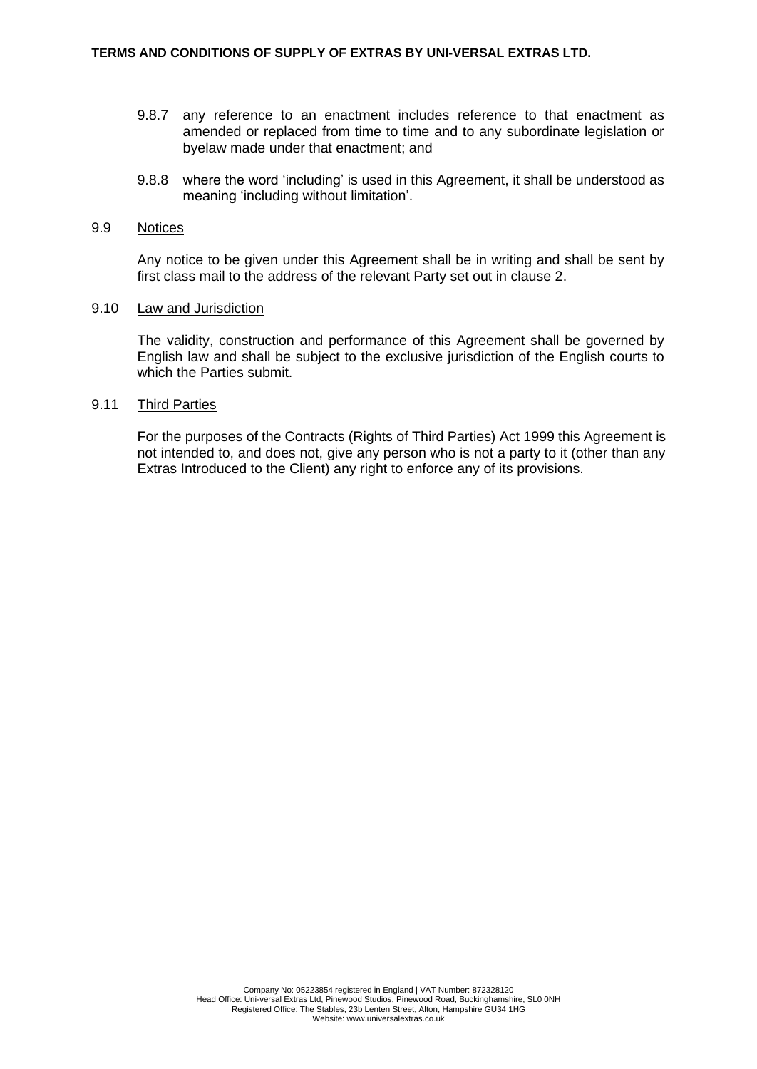9.8.7 any reference to an enactment includes reference to that enactment as amended or replaced from time to time and to any subordinate legislation or byelaw made under that enactment; and

9.8.8 where the word 'including' is used in this Agreement, it shall be understood as meaning 'including without limitation'.

9.9 Notices

Any notice to be given under this Agreement shall be in writing and shall be sent by first class mail to the address of the relevant Party set out in clause 2.

9.10 Law and Jurisdiction

The validity, construction and performance of this Agreement shall be governed by English law and shall be subject to the exclusive jurisdiction of the English courts to which the Parties submit.

9.11 Third Parties

For the purposes of the Contracts (Rights of Third Parties) Act 1999 this Agreement is not intended to, and does not, give any person who is not a party to it (other than any Extras Introduced to the Client) any right to enforce any of its provisions.